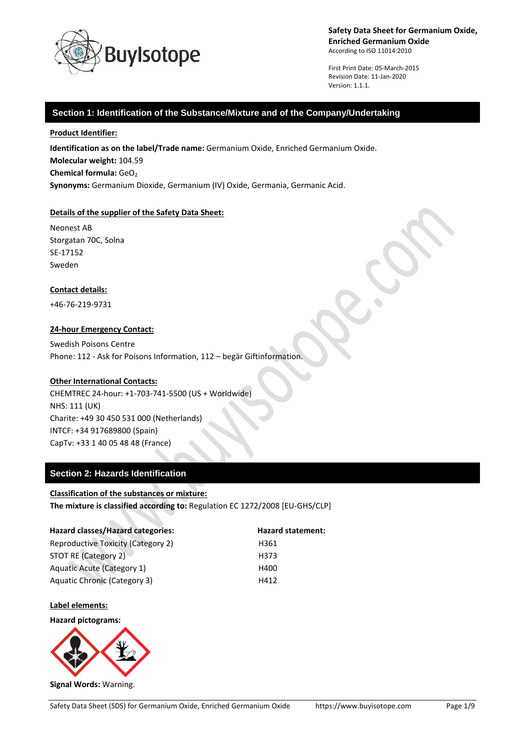**Safety Data Sheet for Germanium Oxide, Enriched Germanium Oxide**
According to ISO 11014:2010

First Print Date: 05-March-2015
Revision Date: 11-Jan-2020
Version: 1.1.1.

## Section 1: Identification of the Substance/Mixture and of the Company/Undertaking

**Product Identifier:**

**Identification as on the label/Trade name:** Germanium Oxide, Enriched Germanium Oxide.
**Molecular weight:** 104.59
**Chemical formula:** $GeO_2$
**Synonyms:** Germanium Dioxide, Germanium (IV) Oxide, Germania, Germanic Acid.

**Details of the supplier of the Safety Data Sheet:**

Neonest AB
Storgatan 70C, Solna
SE-17152
Sweden

**Contact details:**

+46-76-219-9731

**24-hour Emergency Contact:**

Swedish Poisons Centre
Phone: 112 - Ask for Poisons Information, 112 – begär Giftinformation.

**Other International Contacts:**
CHEMTREC 24-hour: +1-703-741-5500 (US + Worldwide)
NHS: 111 (UK)
Charite: +49 30 450 531 000 (Netherlands)
INTCF: +34 917689800 (Spain)
CapTv: +33 1 40 05 48 48 (France)

## Section 2: Hazards Identification

**Classification of the substances or mixture:**
**The mixture is classified according to:** Regulation EC 1272/2008 [EU-GHS/CLP]

| Hazard classes/Hazard categories: | Hazard statement: |
|---|---|
| Reproductive Toxicity (Category 2) | H361 |
| STOT RE (Category 2) | H373 |
| Aquatic Acute (Category 1) | H400 |
| Aquatic Chronic (Category 3) | H412 |

**Label elements:**

**Hazard pictograms:**

**Signal Words:** Warning.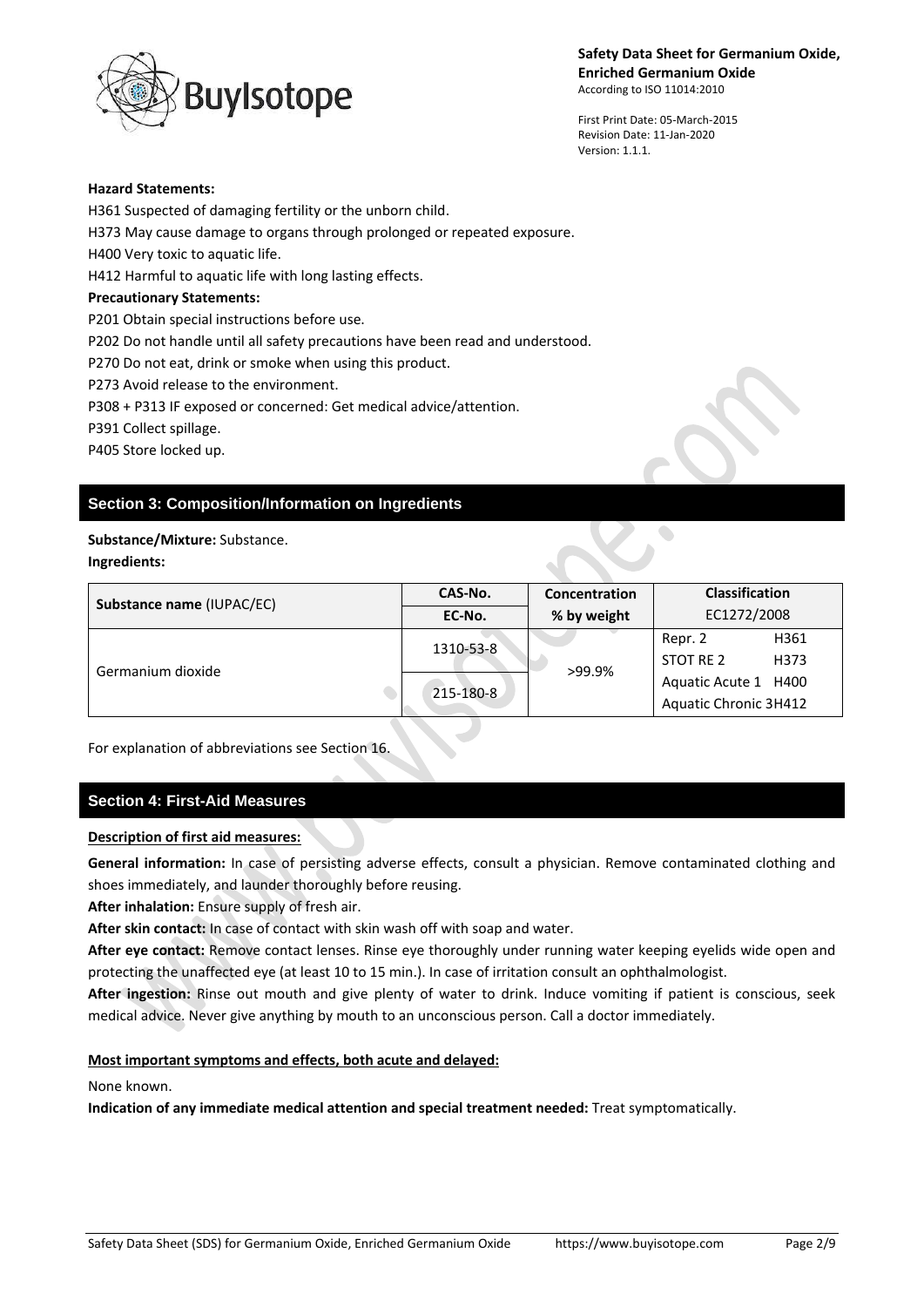**Hazard Statements:**

H361 Suspected of damaging fertility or the unborn child.

H373 May cause damage to organs through prolonged or repeated exposure.

H400 Very toxic to aquatic life.

H412 Harmful to aquatic life with long lasting effects.

**Precautionary Statements:**

P201 Obtain special instructions before use.

P202 Do not handle until all safety precautions have been read and understood.

P270 Do not eat, drink or smoke when using this product.

P273 Avoid release to the environment.

P308 + P313 IF exposed or concerned: Get medical advice/attention.

P391 Collect spillage.

P405 Store locked up.

## Section 3: Composition/Information on Ingredients

**Substance/Mixture:** Substance.

**Ingredients:**

| Substance name (IUPAC/EC) | CAS-No. / EC-No. | Concentration % by weight | Classification EC1272/2008 |
|---|---|---|---|
| Germanium dioxide | 1310-53-8 / 215-180-8 | >99.9% | Repr. 2 H361<br>STOT RE 2 H373<br>Aquatic Acute 1 H400<br>Aquatic Chronic 3 H412 |

For explanation of abbreviations see Section 16.

## Section 4: First-Aid Measures

**Description of first aid measures:**

**General information:** In case of persisting adverse effects, consult a physician. Remove contaminated clothing and shoes immediately, and launder thoroughly before reusing.

**After inhalation:** Ensure supply of fresh air.

**After skin contact:** In case of contact with skin wash off with soap and water.

**After eye contact:** Remove contact lenses. Rinse eye thoroughly under running water keeping eyelids wide open and protecting the unaffected eye (at least 10 to 15 min.). In case of irritation consult an ophthalmologist.

**After ingestion:** Rinse out mouth and give plenty of water to drink. Induce vomiting if patient is conscious, seek medical advice. Never give anything by mouth to an unconscious person. Call a doctor immediately.

**Most important symptoms and effects, both acute and delayed:**

None known.

**Indication of any immediate medical attention and special treatment needed:** Treat symptomatically.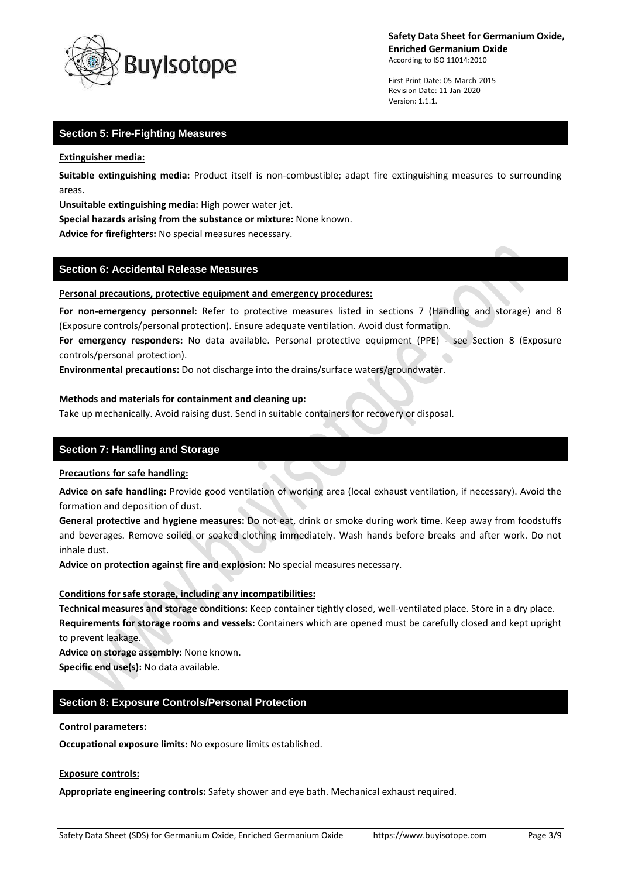## Section 5: Fire-Fighting Measures

**Extinguisher media:**

**Suitable extinguishing media:** Product itself is non-combustible; adapt fire extinguishing measures to surrounding areas.

**Unsuitable extinguishing media:** High power water jet.

**Special hazards arising from the substance or mixture:** None known.

**Advice for firefighters:** No special measures necessary.

## Section 6: Accidental Release Measures

**Personal precautions, protective equipment and emergency procedures:**

**For non-emergency personnel:** Refer to protective measures listed in sections 7 (Handling and storage) and 8 (Exposure controls/personal protection). Ensure adequate ventilation. Avoid dust formation.

**For emergency responders:** No data available. Personal protective equipment (PPE) - see Section 8 (Exposure controls/personal protection).

**Environmental precautions:** Do not discharge into the drains/surface waters/groundwater.

**Methods and materials for containment and cleaning up:**

Take up mechanically. Avoid raising dust. Send in suitable containers for recovery or disposal.

## Section 7: Handling and Storage

**Precautions for safe handling:**

**Advice on safe handling:** Provide good ventilation of working area (local exhaust ventilation, if necessary). Avoid the formation and deposition of dust.

**General protective and hygiene measures:** Do not eat, drink or smoke during work time. Keep away from foodstuffs and beverages. Remove soiled or soaked clothing immediately. Wash hands before breaks and after work. Do not inhale dust.

**Advice on protection against fire and explosion:** No special measures necessary.

**Conditions for safe storage, including any incompatibilities:**

**Technical measures and storage conditions:** Keep container tightly closed, well-ventilated place. Store in a dry place.

**Requirements for storage rooms and vessels:** Containers which are opened must be carefully closed and kept upright to prevent leakage.

**Advice on storage assembly:** None known.

**Specific end use(s):** No data available.

## Section 8: Exposure Controls/Personal Protection

**Control parameters:**

**Occupational exposure limits:** No exposure limits established.

**Exposure controls:**

**Appropriate engineering controls:** Safety shower and eye bath. Mechanical exhaust required.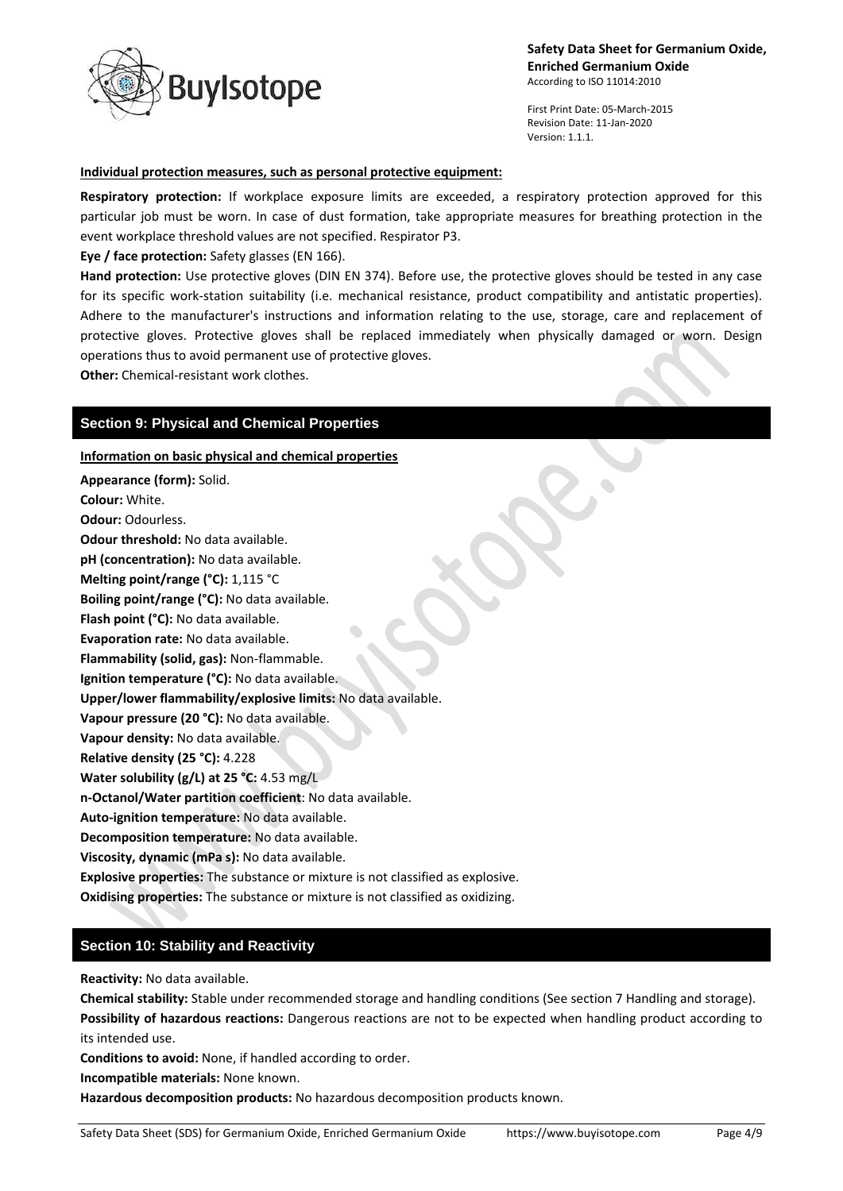**Individual protection measures, such as personal protective equipment:**

**Respiratory protection:** If workplace exposure limits are exceeded, a respiratory protection approved for this particular job must be worn. In case of dust formation, take appropriate measures for breathing protection in the event workplace threshold values are not specified. Respirator P3.

**Eye / face protection:** Safety glasses (EN 166).

**Hand protection:** Use protective gloves (DIN EN 374). Before use, the protective gloves should be tested in any case for its specific work-station suitability (i.e. mechanical resistance, product compatibility and antistatic properties). Adhere to the manufacturer's instructions and information relating to the use, storage, care and replacement of protective gloves. Protective gloves shall be replaced immediately when physically damaged or worn. Design operations thus to avoid permanent use of protective gloves.

**Other:** Chemical-resistant work clothes.

## Section 9: Physical and Chemical Properties

**Information on basic physical and chemical properties**

**Appearance (form):** Solid.
**Colour:** White.
**Odour:** Odourless.
**Odour threshold:** No data available.
**pH (concentration):** No data available.
**Melting point/range (°C):** 1,115 °C
**Boiling point/range (°C):** No data available.
**Flash point (°C):** No data available.
**Evaporation rate:** No data available.
**Flammability (solid, gas):** Non-flammable.
**Ignition temperature (°C):** No data available.
**Upper/lower flammability/explosive limits:** No data available.
**Vapour pressure (20 °C):** No data available.
**Vapour density:** No data available.
**Relative density (25 °C):** 4.228
**Water solubility (g/L) at 25 °C:** 4.53 mg/L
**n-Octanol/Water partition coefficient**: No data available.
**Auto-ignition temperature:** No data available.
**Decomposition temperature:** No data available.
**Viscosity, dynamic (mPa s):** No data available.
**Explosive properties:** The substance or mixture is not classified as explosive.
**Oxidising properties:** The substance or mixture is not classified as oxidizing.

## Section 10: Stability and Reactivity

**Reactivity:** No data available.

**Chemical stability:** Stable under recommended storage and handling conditions (See section 7 Handling and storage).

**Possibility of hazardous reactions:** Dangerous reactions are not to be expected when handling product according to its intended use.

**Conditions to avoid:** None, if handled according to order.

**Incompatible materials:** None known.

**Hazardous decomposition products:** No hazardous decomposition products known.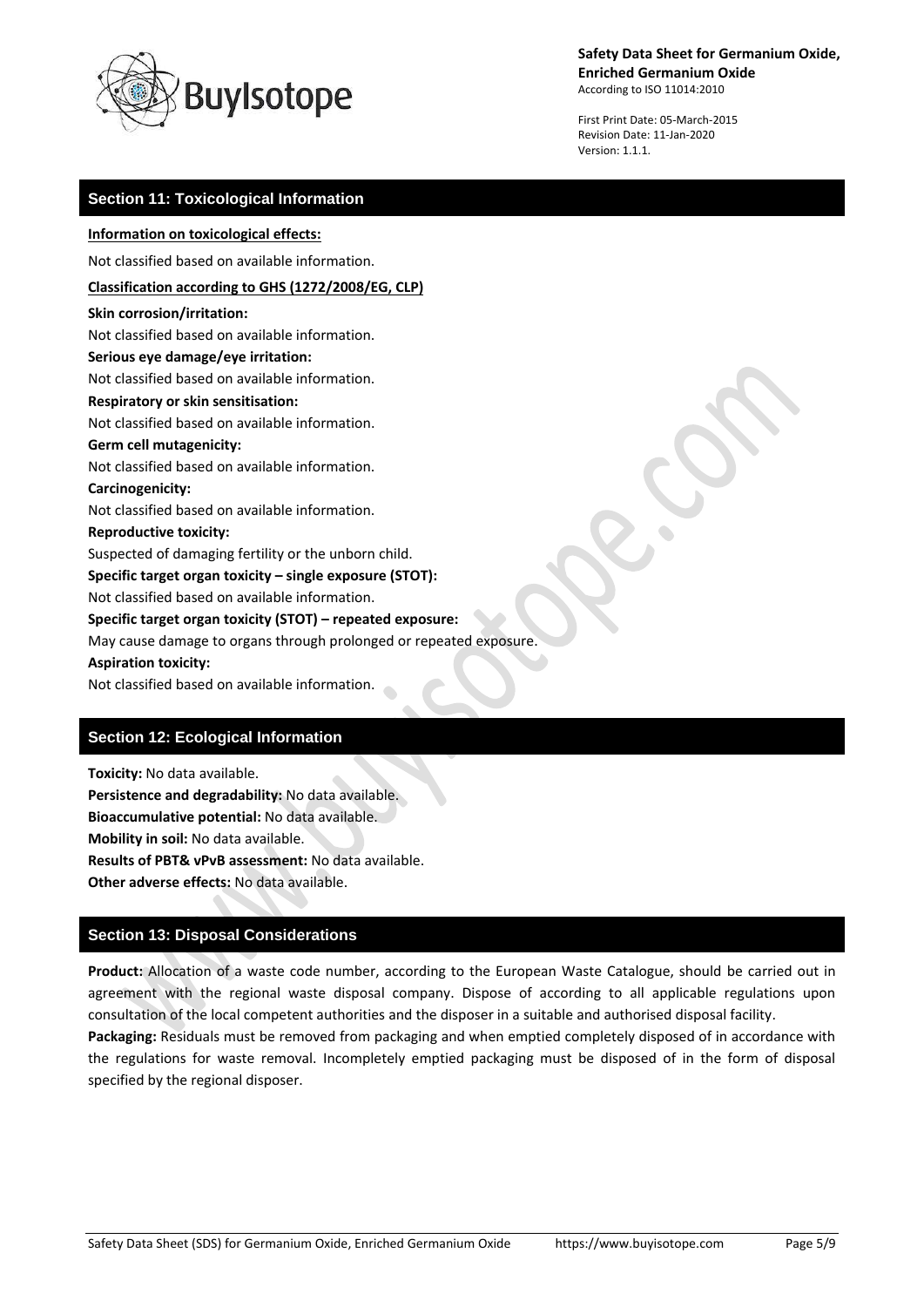## Section 11: Toxicological Information

**Information on toxicological effects:**

Not classified based on available information.

**Classification according to GHS (1272/2008/EG, CLP)**

**Skin corrosion/irritation:**
Not classified based on available information.

**Serious eye damage/eye irritation:**
Not classified based on available information.

**Respiratory or skin sensitisation:**
Not classified based on available information.

**Germ cell mutagenicity:**
Not classified based on available information.

**Carcinogenicity:**
Not classified based on available information.

**Reproductive toxicity:**
Suspected of damaging fertility or the unborn child.

**Specific target organ toxicity – single exposure (STOT):**
Not classified based on available information.

**Specific target organ toxicity (STOT) – repeated exposure:**
May cause damage to organs through prolonged or repeated exposure.

**Aspiration toxicity:**
Not classified based on available information.

## Section 12: Ecological Information

**Toxicity:** No data available.
**Persistence and degradability:** No data available.
**Bioaccumulative potential:** No data available.
**Mobility in soil:** No data available.
**Results of PBT& vPvB assessment:** No data available.
**Other adverse effects:** No data available.

## Section 13: Disposal Considerations

**Product:** Allocation of a waste code number, according to the European Waste Catalogue, should be carried out in agreement with the regional waste disposal company. Dispose of according to all applicable regulations upon consultation of the local competent authorities and the disposer in a suitable and authorised disposal facility.

**Packaging:** Residuals must be removed from packaging and when emptied completely disposed of in accordance with the regulations for waste removal. Incompletely emptied packaging must be disposed of in the form of disposal specified by the regional disposer.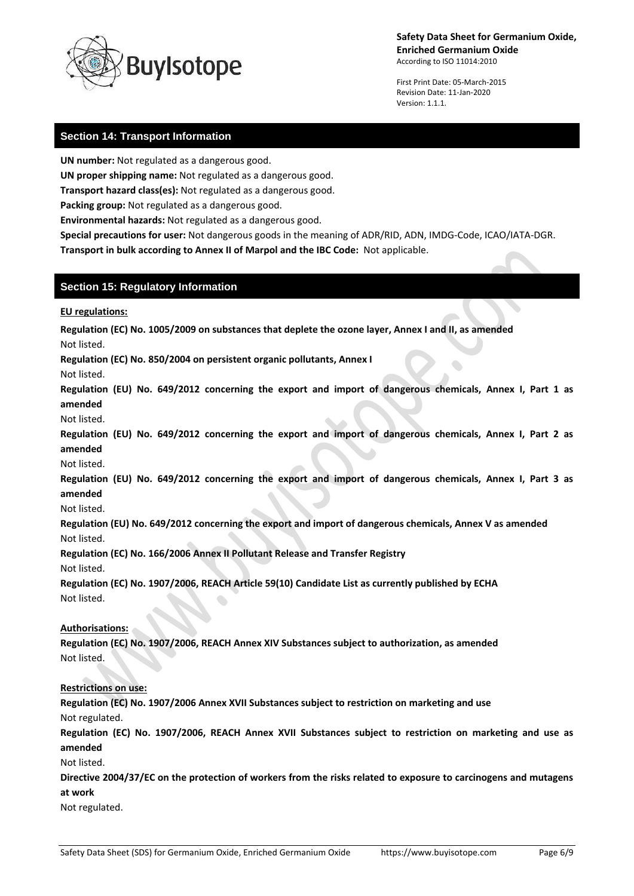## Section 14: Transport Information

**UN number:** Not regulated as a dangerous good.

**UN proper shipping name:** Not regulated as a dangerous good.

**Transport hazard class(es):** Not regulated as a dangerous good.

**Packing group:** Not regulated as a dangerous good.

**Environmental hazards:** Not regulated as a dangerous good.

**Special precautions for user:** Not dangerous goods in the meaning of ADR/RID, ADN, IMDG-Code, ICAO/IATA-DGR.

**Transport in bulk according to Annex II of Marpol and the IBC Code:** Not applicable.

## Section 15: Regulatory Information

**EU regulations:**

**Regulation (EC) No. 1005/2009 on substances that deplete the ozone layer, Annex I and II, as amended**

Not listed.

**Regulation (EC) No. 850/2004 on persistent organic pollutants, Annex I**

Not listed.

**Regulation (EU) No. 649/2012 concerning the export and import of dangerous chemicals, Annex I, Part 1 as amended**

Not listed.

**Regulation (EU) No. 649/2012 concerning the export and import of dangerous chemicals, Annex I, Part 2 as amended**

Not listed.

**Regulation (EU) No. 649/2012 concerning the export and import of dangerous chemicals, Annex I, Part 3 as amended**

Not listed.

**Regulation (EU) No. 649/2012 concerning the export and import of dangerous chemicals, Annex V as amended**

Not listed.

**Regulation (EC) No. 166/2006 Annex II Pollutant Release and Transfer Registry**

Not listed.

**Regulation (EC) No. 1907/2006, REACH Article 59(10) Candidate List as currently published by ECHA**

Not listed.

**Authorisations:**

**Regulation (EC) No. 1907/2006, REACH Annex XIV Substances subject to authorization, as amended**

Not listed.

**Restrictions on use:**

**Regulation (EC) No. 1907/2006 Annex XVII Substances subject to restriction on marketing and use**

Not regulated.

**Regulation (EC) No. 1907/2006, REACH Annex XVII Substances subject to restriction on marketing and use as amended**

Not listed.

**Directive 2004/37/EC on the protection of workers from the risks related to exposure to carcinogens and mutagens at work**

Not regulated.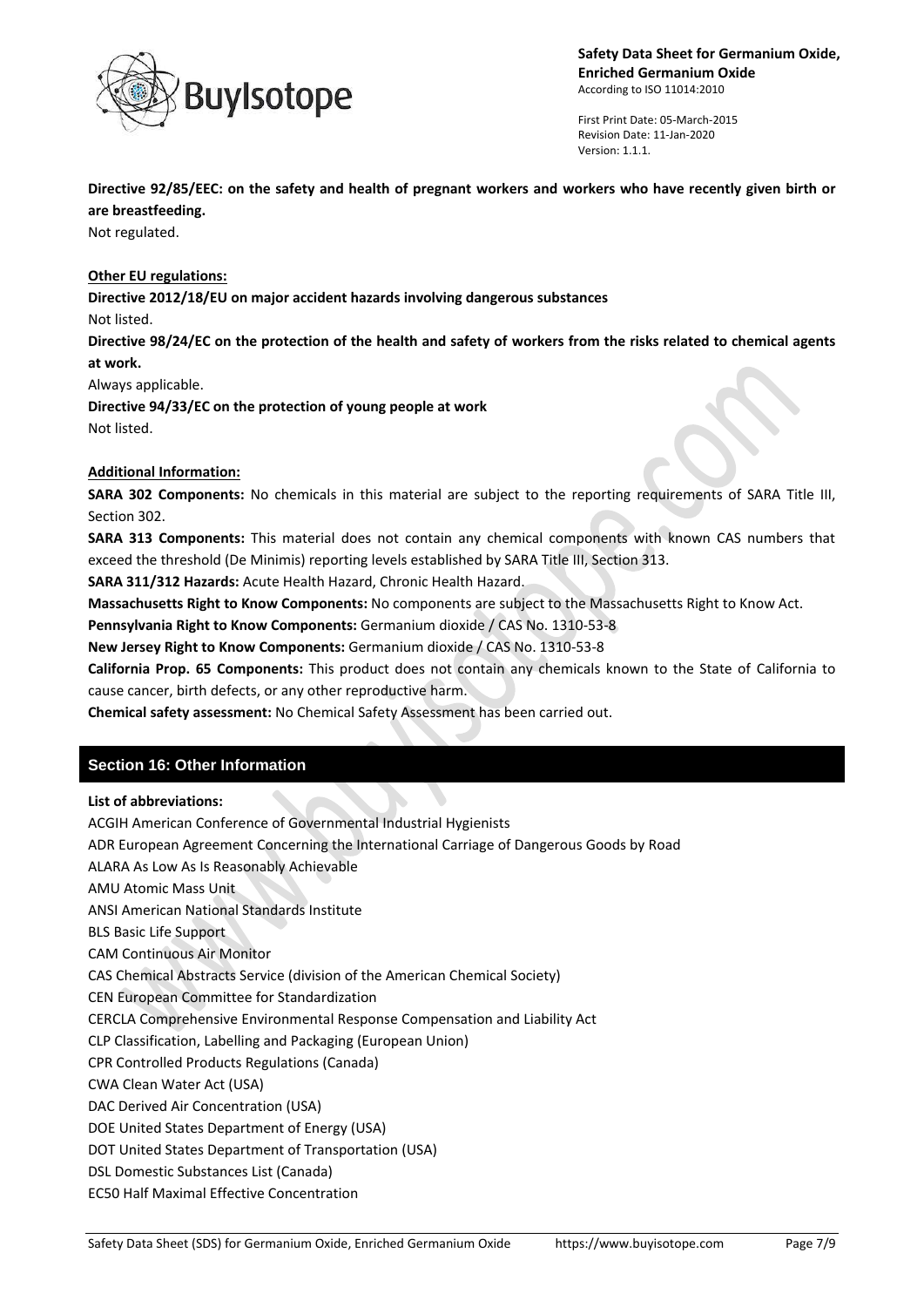**Directive 92/85/EEC: on the safety and health of pregnant workers and workers who have recently given birth or are breastfeeding.**
Not regulated.

**Other EU regulations:**

**Directive 2012/18/EU on major accident hazards involving dangerous substances**
Not listed.

**Directive 98/24/EC on the protection of the health and safety of workers from the risks related to chemical agents at work.**
Always applicable.

**Directive 94/33/EC on the protection of young people at work**
Not listed.

**Additional Information:**

**SARA 302 Components:** No chemicals in this material are subject to the reporting requirements of SARA Title III, Section 302.

**SARA 313 Components:** This material does not contain any chemical components with known CAS numbers that exceed the threshold (De Minimis) reporting levels established by SARA Title III, Section 313.

**SARA 311/312 Hazards:** Acute Health Hazard, Chronic Health Hazard.

**Massachusetts Right to Know Components:** No components are subject to the Massachusetts Right to Know Act.

**Pennsylvania Right to Know Components:** Germanium dioxide / CAS No. 1310-53-8

**New Jersey Right to Know Components:** Germanium dioxide / CAS No. 1310-53-8

**California Prop. 65 Components:** This product does not contain any chemicals known to the State of California to cause cancer, birth defects, or any other reproductive harm.

**Chemical safety assessment:** No Chemical Safety Assessment has been carried out.

## Section 16: Other Information

**List of abbreviations:**

ACGIH American Conference of Governmental Industrial Hygienists
ADR European Agreement Concerning the International Carriage of Dangerous Goods by Road
ALARA As Low As Is Reasonably Achievable
AMU Atomic Mass Unit
ANSI American National Standards Institute
BLS Basic Life Support
CAM Continuous Air Monitor
CAS Chemical Abstracts Service (division of the American Chemical Society)
CEN European Committee for Standardization
CERCLA Comprehensive Environmental Response Compensation and Liability Act
CLP Classification, Labelling and Packaging (European Union)
CPR Controlled Products Regulations (Canada)
CWA Clean Water Act (USA)
DAC Derived Air Concentration (USA)
DOE United States Department of Energy (USA)
DOT United States Department of Transportation (USA)
DSL Domestic Substances List (Canada)
EC50 Half Maximal Effective Concentration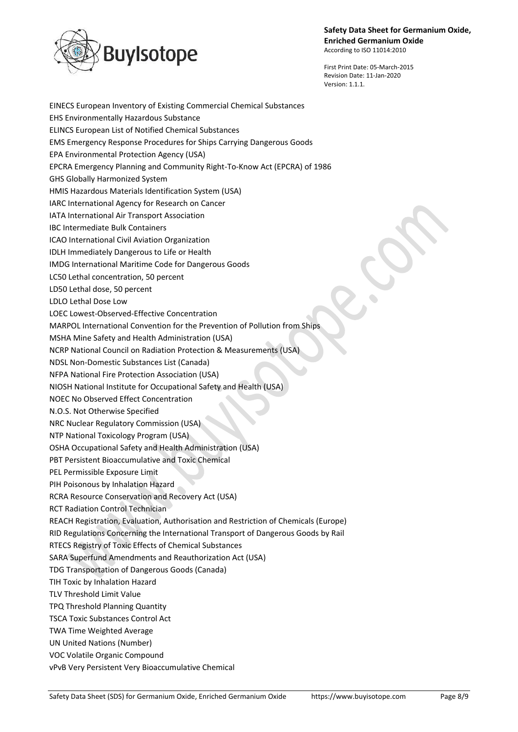EINECS European Inventory of Existing Commercial Chemical Substances
EHS Environmentally Hazardous Substance
ELINCS European List of Notified Chemical Substances
EMS Emergency Response Procedures for Ships Carrying Dangerous Goods
EPA Environmental Protection Agency (USA)
EPCRA Emergency Planning and Community Right-To-Know Act (EPCRA) of 1986
GHS Globally Harmonized System
HMIS Hazardous Materials Identification System (USA)
IARC International Agency for Research on Cancer
IATA International Air Transport Association
IBC Intermediate Bulk Containers
ICAO International Civil Aviation Organization
IDLH Immediately Dangerous to Life or Health
IMDG International Maritime Code for Dangerous Goods
LC50 Lethal concentration, 50 percent
LD50 Lethal dose, 50 percent
LDLO Lethal Dose Low
LOEC Lowest-Observed-Effective Concentration
MARPOL International Convention for the Prevention of Pollution from Ships
MSHA Mine Safety and Health Administration (USA)
NCRP National Council on Radiation Protection & Measurements (USA)
NDSL Non-Domestic Substances List (Canada)
NFPA National Fire Protection Association (USA)
NIOSH National Institute for Occupational Safety and Health (USA)
NOEC No Observed Effect Concentration
N.O.S. Not Otherwise Specified
NRC Nuclear Regulatory Commission (USA)
NTP National Toxicology Program (USA)
OSHA Occupational Safety and Health Administration (USA)
PBT Persistent Bioaccumulative and Toxic Chemical
PEL Permissible Exposure Limit
PIH Poisonous by Inhalation Hazard
RCRA Resource Conservation and Recovery Act (USA)
RCT Radiation Control Technician
REACH Registration, Evaluation, Authorisation and Restriction of Chemicals (Europe)
RID Regulations Concerning the International Transport of Dangerous Goods by Rail
RTECS Registry of Toxic Effects of Chemical Substances
SARA Superfund Amendments and Reauthorization Act (USA)
TDG Transportation of Dangerous Goods (Canada)
TIH Toxic by Inhalation Hazard
TLV Threshold Limit Value
TPQ Threshold Planning Quantity
TSCA Toxic Substances Control Act
TWA Time Weighted Average
UN United Nations (Number)
VOC Volatile Organic Compound
vPvB Very Persistent Very Bioaccumulative Chemical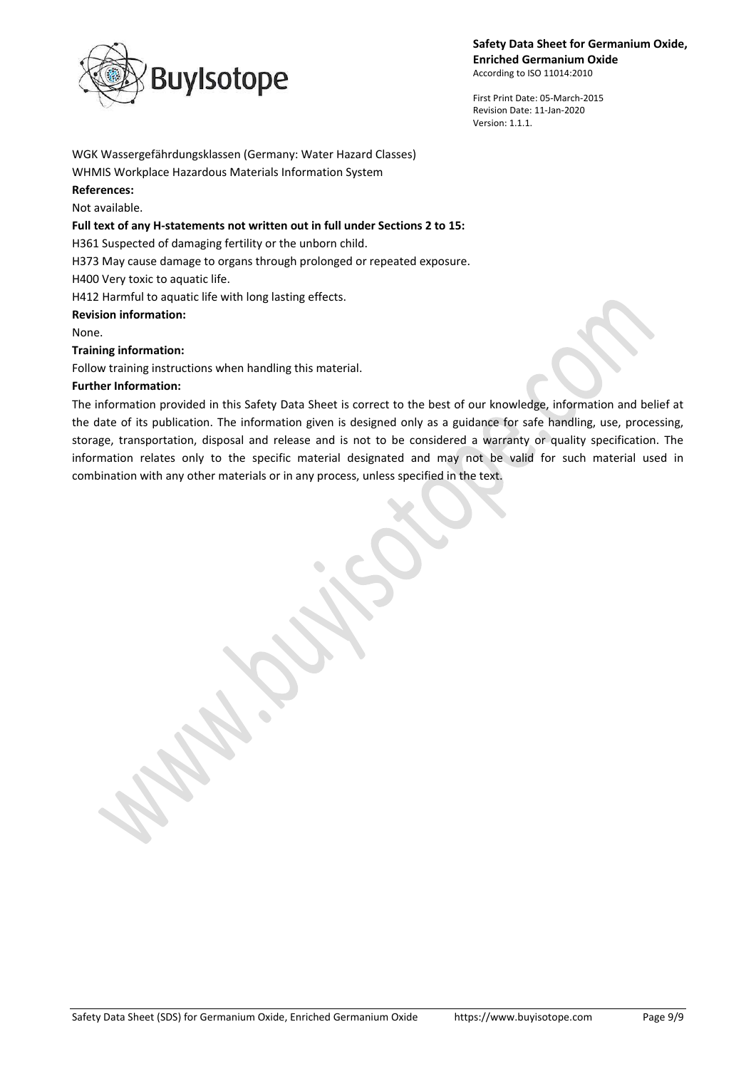WGK Wassergefährdungsklassen (Germany: Water Hazard Classes)

WHMIS Workplace Hazardous Materials Information System

**References:**

Not available.

**Full text of any H-statements not written out in full under Sections 2 to 15:**

H361 Suspected of damaging fertility or the unborn child.

H373 May cause damage to organs through prolonged or repeated exposure.

H400 Very toxic to aquatic life.

H412 Harmful to aquatic life with long lasting effects.

**Revision information:**

None.

**Training information:**

Follow training instructions when handling this material.

**Further Information:**

The information provided in this Safety Data Sheet is correct to the best of our knowledge, information and belief at the date of its publication. The information given is designed only as a guidance for safe handling, use, processing, storage, transportation, disposal and release and is not to be considered a warranty or quality specification. The information relates only to the specific material designated and may not be valid for such material used in combination with any other materials or in any process, unless specified in the text.